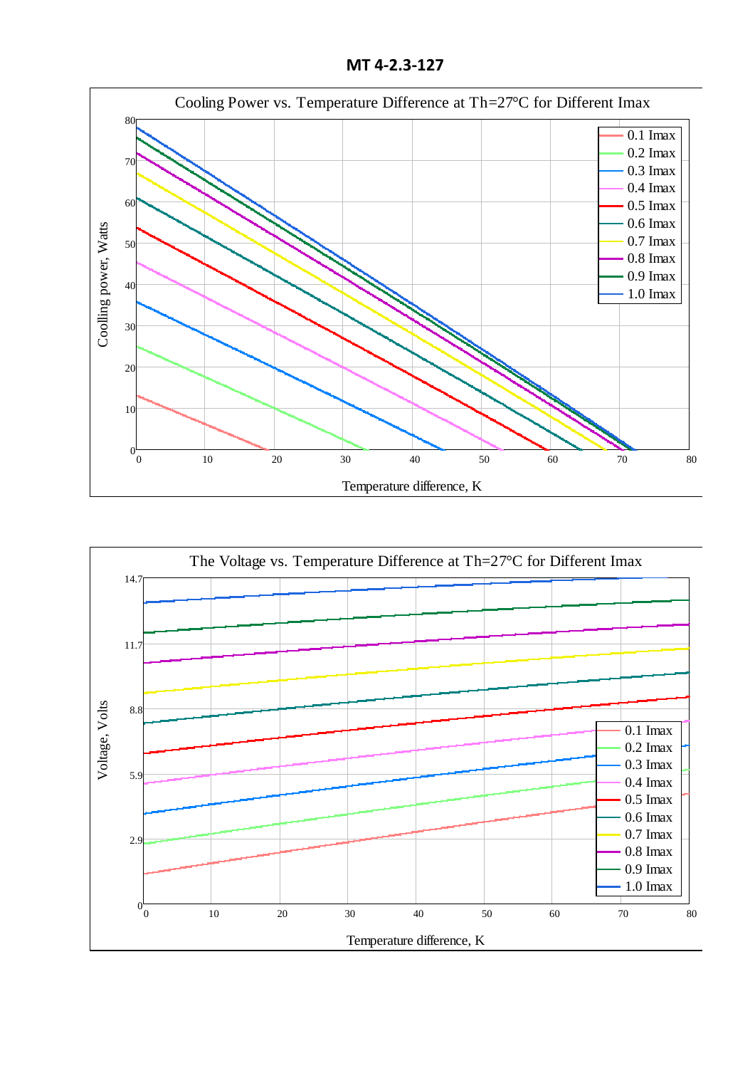# MT 4-2.3-127

Cooling Power vs. Temperature Difference at Th=27°C for Different Imax

Coolling power, Watts

Temperature difference, K

0.1 Imax
0.2 Imax
0.3 Imax
0.4 Imax
0.5 Imax
0.6 Imax
0.7 Imax
0.8 Imax
0.9 Imax
1.0 Imax

The Voltage vs. Temperature Difference at Th=27°C for Different Imax

Voltage, Volts

Temperature difference, K

0.1 Imax
0.2 Imax
0.3 Imax
0.4 Imax
0.5 Imax
0.6 Imax
0.7 Imax
0.8 Imax
0.9 Imax
1.0 Imax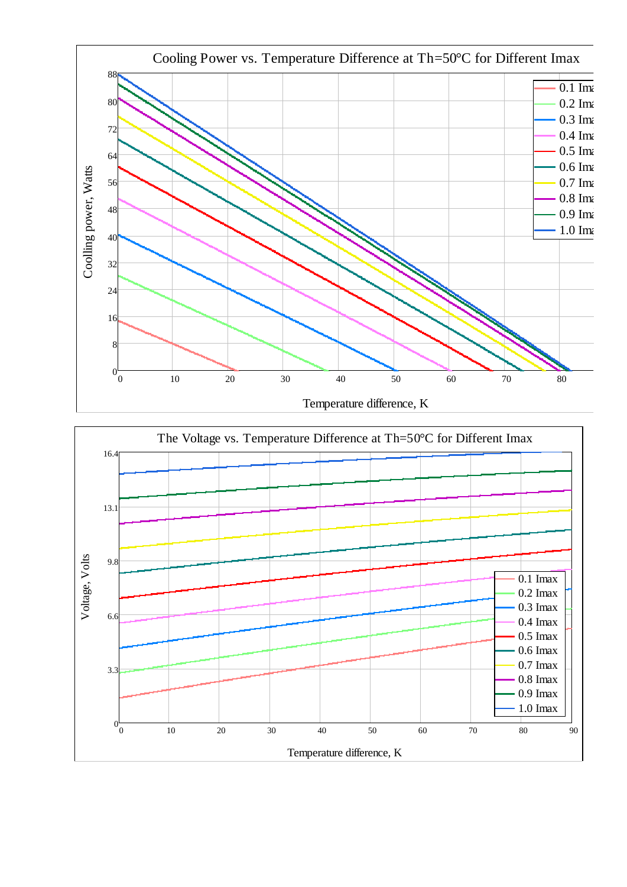Cooling Power vs. Temperature Difference at Th=50°C for Different Imax

Coolling power, Watts

88
80
72
64
56
48
40
32
24
16
8
0

0
10
20
30
40
50
60
70
80

Temperature difference, K

0.1 Ima
0.2 Ima
0.3 Ima
0.4 Ima
0.5 Ima
0.6 Ima
0.7 Ima
0.8 Ima
0.9 Ima
1.0 Ima

The Voltage vs. Temperature Difference at Th=50°C for Different Imax

Voltage, Volts

16.4
13.1
9.8
6.6
3.3
0

0
10
20
30
40
50
60
70
80
90

Temperature difference, K

0.1 Imax
0.2 Imax
0.3 Imax
0.4 Imax
0.5 Imax
0.6 Imax
0.7 Imax
0.8 Imax
0.9 Imax
1.0 Imax